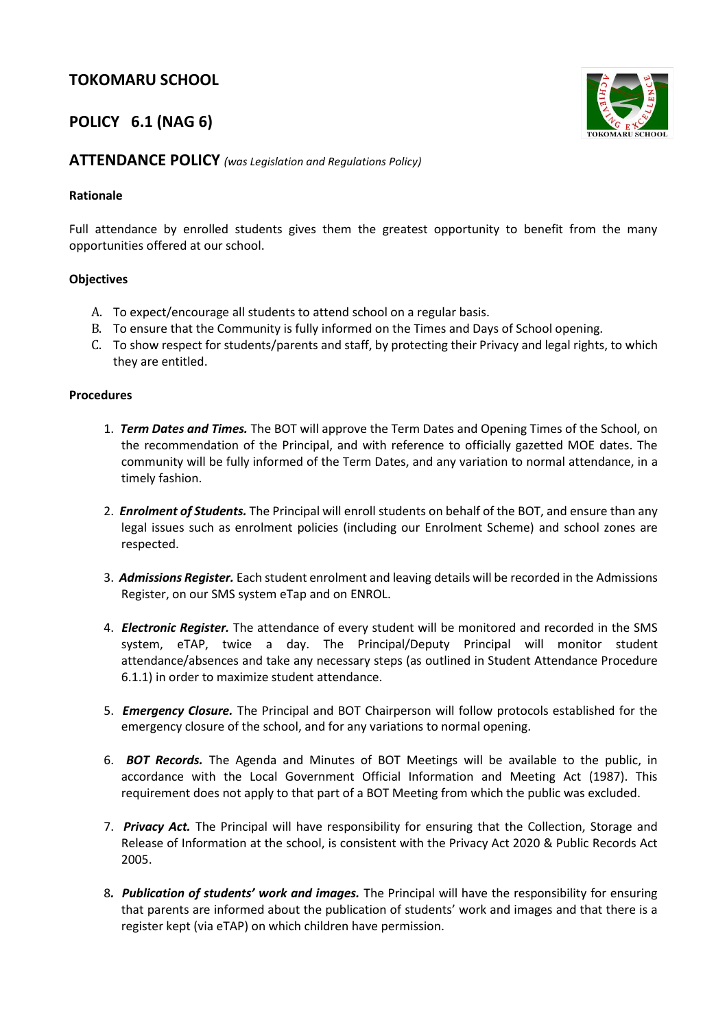# TOKOMARU SCHOOL

## POLICY 6.1 (NAG 6)

## ATTENDANCE POLICY *(was Legislation and Regulations Policy)*

**Rationale**

Full attendance by enrolled students gives them the greatest opportunity to benefit from the many opportunities offered at our school.

**Objectives**

A. To expect/encourage all students to attend school on a regular basis.
B. To ensure that the Community is fully informed on the Times and Days of School opening.
C. To show respect for students/parents and staff, by protecting their Privacy and legal rights, to which they are entitled.

**Procedures**

1. ***Term Dates and Times.*** The BOT will approve the Term Dates and Opening Times of the School, on the recommendation of the Principal, and with reference to officially gazetted MOE dates. The community will be fully informed of the Term Dates, and any variation to normal attendance, in a timely fashion.

2. ***Enrolment of Students.*** The Principal will enroll students on behalf of the BOT, and ensure than any legal issues such as enrolment policies (including our Enrolment Scheme) and school zones are respected.

3. ***Admissions Register.*** Each student enrolment and leaving details will be recorded in the Admissions Register, on our SMS system eTap and on ENROL.

4. ***Electronic Register.*** The attendance of every student will be monitored and recorded in the SMS system, eTAP, twice a day. The Principal/Deputy Principal will monitor student attendance/absences and take any necessary steps (as outlined in Student Attendance Procedure 6.1.1) in order to maximize student attendance.

5. ***Emergency Closure.*** The Principal and BOT Chairperson will follow protocols established for the emergency closure of the school, and for any variations to normal opening.

6. ***BOT Records.*** The Agenda and Minutes of BOT Meetings will be available to the public, in accordance with the Local Government Official Information and Meeting Act (1987). This requirement does not apply to that part of a BOT Meeting from which the public was excluded.

7. ***Privacy Act.*** The Principal will have responsibility for ensuring that the Collection, Storage and Release of Information at the school, is consistent with the Privacy Act 2020 & Public Records Act 2005.

8. ***Publication of students' work and images.*** The Principal will have the responsibility for ensuring that parents are informed about the publication of students' work and images and that there is a register kept (via eTAP) on which children have permission.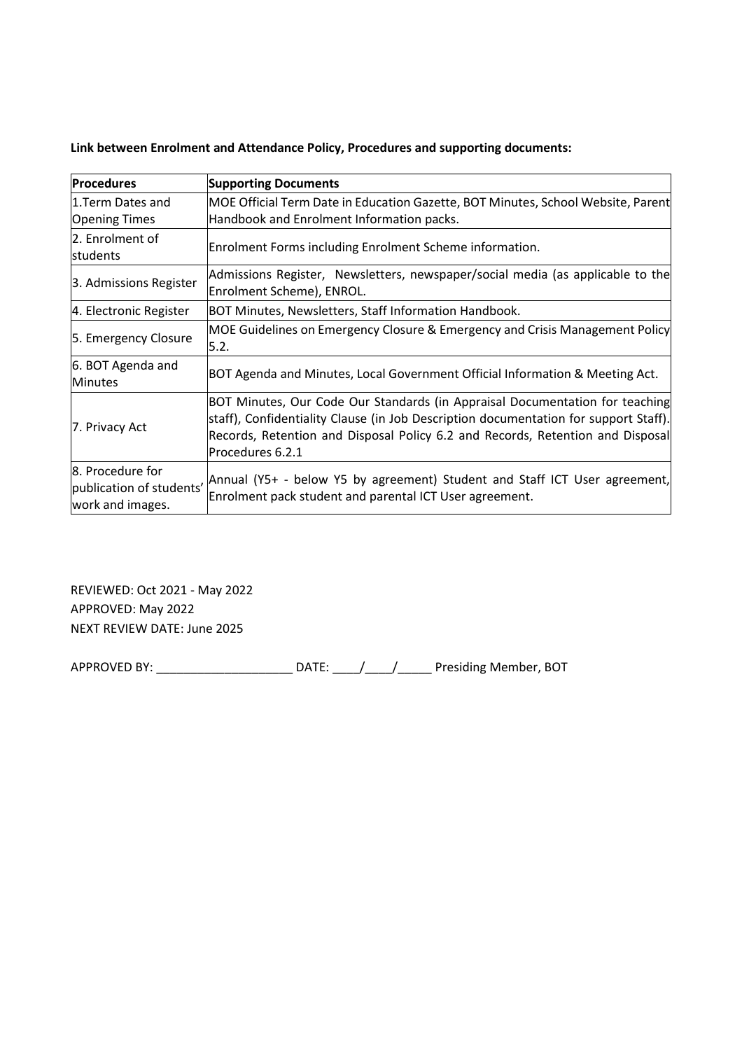**Link between Enrolment and Attendance Policy, Procedures and supporting documents:**

| Procedures | Supporting Documents |
|---|---|
| 1.Term Dates and Opening Times | MOE Official Term Date in Education Gazette, BOT Minutes, School Website, Parent Handbook and Enrolment Information packs. |
| 2. Enrolment of students | Enrolment Forms including Enrolment Scheme information. |
| 3. Admissions Register | Admissions Register, Newsletters, newspaper/social media (as applicable to the Enrolment Scheme), ENROL. |
| 4. Electronic Register | BOT Minutes, Newsletters, Staff Information Handbook. |
| 5. Emergency Closure | MOE Guidelines on Emergency Closure & Emergency and Crisis Management Policy 5.2. |
| 6. BOT Agenda and Minutes | BOT Agenda and Minutes, Local Government Official Information & Meeting Act. |
| 7. Privacy Act | BOT Minutes, Our Code Our Standards (in Appraisal Documentation for teaching staff), Confidentiality Clause (in Job Description documentation for support Staff). Records, Retention and Disposal Policy 6.2 and Records, Retention and Disposal Procedures 6.2.1 |
| 8. Procedure for publication of students' work and images. | Annual (Y5+ - below Y5 by agreement) Student and Staff ICT User agreement, Enrolment pack student and parental ICT User agreement. |

REVIEWED: Oct 2021 - May 2022
APPROVED: May 2022
NEXT REVIEW DATE: June 2025

APPROVED BY: ____________________ DATE: ____/____/_____ Presiding Member, BOT